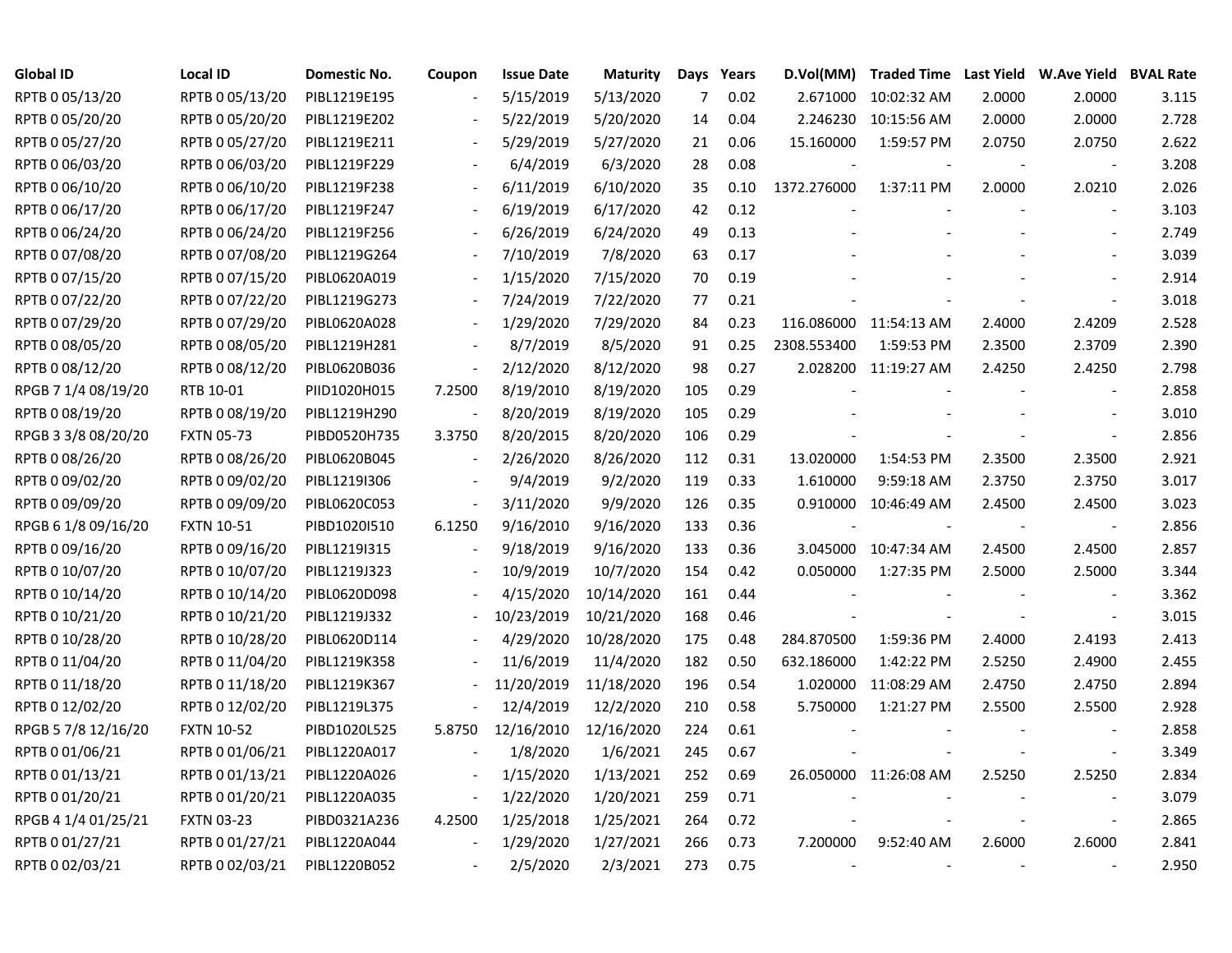| Global ID | Local ID | Domestic No. | Coupon | Issue Date | Maturity | Days | Years | D.Vol(MM) | Traded Time | Last Yield | W.Ave Yield | BVAL Rate |
|---|---|---|---|---|---|---|---|---|---|---|---|---|
| RPTB 0 05/13/20 | RPTB 0 05/13/20 | PIBL1219E195 | - | 5/15/2019 | 5/13/2020 | 7 | 0.02 | 2.671000 | 10:02:32 AM | 2.0000 | 2.0000 | 3.115 |
| RPTB 0 05/20/20 | RPTB 0 05/20/20 | PIBL1219E202 | - | 5/22/2019 | 5/20/2020 | 14 | 0.04 | 2.246230 | 10:15:56 AM | 2.0000 | 2.0000 | 2.728 |
| RPTB 0 05/27/20 | RPTB 0 05/27/20 | PIBL1219E211 | - | 5/29/2019 | 5/27/2020 | 21 | 0.06 | 15.160000 | 1:59:57 PM | 2.0750 | 2.0750 | 2.622 |
| RPTB 0 06/03/20 | RPTB 0 06/03/20 | PIBL1219F229 | - | 6/4/2019 | 6/3/2020 | 28 | 0.08 | - | - | - | - | 3.208 |
| RPTB 0 06/10/20 | RPTB 0 06/10/20 | PIBL1219F238 | - | 6/11/2019 | 6/10/2020 | 35 | 0.10 | 1372.276000 | 1:37:11 PM | 2.0000 | 2.0210 | 2.026 |
| RPTB 0 06/17/20 | RPTB 0 06/17/20 | PIBL1219F247 | - | 6/19/2019 | 6/17/2020 | 42 | 0.12 | - | - | - | - | 3.103 |
| RPTB 0 06/24/20 | RPTB 0 06/24/20 | PIBL1219F256 | - | 6/26/2019 | 6/24/2020 | 49 | 0.13 | - | - | - | - | 2.749 |
| RPTB 0 07/08/20 | RPTB 0 07/08/20 | PIBL1219G264 | - | 7/10/2019 | 7/8/2020 | 63 | 0.17 | - | - | - | - | 3.039 |
| RPTB 0 07/15/20 | RPTB 0 07/15/20 | PIBL0620A019 | - | 1/15/2020 | 7/15/2020 | 70 | 0.19 | - | - | - | - | 2.914 |
| RPTB 0 07/22/20 | RPTB 0 07/22/20 | PIBL1219G273 | - | 7/24/2019 | 7/22/2020 | 77 | 0.21 | - | - | - | - | 3.018 |
| RPTB 0 07/29/20 | RPTB 0 07/29/20 | PIBL0620A028 | - | 1/29/2020 | 7/29/2020 | 84 | 0.23 | 116.086000 | 11:54:13 AM | 2.4000 | 2.4209 | 2.528 |
| RPTB 0 08/05/20 | RPTB 0 08/05/20 | PIBL1219H281 | - | 8/7/2019 | 8/5/2020 | 91 | 0.25 | 2308.553400 | 1:59:53 PM | 2.3500 | 2.3709 | 2.390 |
| RPTB 0 08/12/20 | RPTB 0 08/12/20 | PIBL0620B036 | - | 2/12/2020 | 8/12/2020 | 98 | 0.27 | 2.028200 | 11:19:27 AM | 2.4250 | 2.4250 | 2.798 |
| RPGB 7 1/4 08/19/20 | RTB 10-01 | PIID1020H015 | 7.2500 | 8/19/2010 | 8/19/2020 | 105 | 0.29 | - | - | - | - | 2.858 |
| RPTB 0 08/19/20 | RPTB 0 08/19/20 | PIBL1219H290 | - | 8/20/2019 | 8/19/2020 | 105 | 0.29 | - | - | - | - | 3.010 |
| RPGB 3 3/8 08/20/20 | FXTN 05-73 | PIBD0520H735 | 3.3750 | 8/20/2015 | 8/20/2020 | 106 | 0.29 | - | - | - | - | 2.856 |
| RPTB 0 08/26/20 | RPTB 0 08/26/20 | PIBL0620B045 | - | 2/26/2020 | 8/26/2020 | 112 | 0.31 | 13.020000 | 1:54:53 PM | 2.3500 | 2.3500 | 2.921 |
| RPTB 0 09/02/20 | RPTB 0 09/02/20 | PIBL1219I306 | - | 9/4/2019 | 9/2/2020 | 119 | 0.33 | 1.610000 | 9:59:18 AM | 2.3750 | 2.3750 | 3.017 |
| RPTB 0 09/09/20 | RPTB 0 09/09/20 | PIBL0620C053 | - | 3/11/2020 | 9/9/2020 | 126 | 0.35 | 0.910000 | 10:46:49 AM | 2.4500 | 2.4500 | 3.023 |
| RPGB 6 1/8 09/16/20 | FXTN 10-51 | PIBD1020I510 | 6.1250 | 9/16/2010 | 9/16/2020 | 133 | 0.36 | - | - | - | - | 2.856 |
| RPTB 0 09/16/20 | RPTB 0 09/16/20 | PIBL1219I315 | - | 9/18/2019 | 9/16/2020 | 133 | 0.36 | 3.045000 | 10:47:34 AM | 2.4500 | 2.4500 | 2.857 |
| RPTB 0 10/07/20 | RPTB 0 10/07/20 | PIBL1219J323 | - | 10/9/2019 | 10/7/2020 | 154 | 0.42 | 0.050000 | 1:27:35 PM | 2.5000 | 2.5000 | 3.344 |
| RPTB 0 10/14/20 | RPTB 0 10/14/20 | PIBL0620D098 | - | 4/15/2020 | 10/14/2020 | 161 | 0.44 | - | - | - | - | 3.362 |
| RPTB 0 10/21/20 | RPTB 0 10/21/20 | PIBL1219J332 | - | 10/23/2019 | 10/21/2020 | 168 | 0.46 | - | - | - | - | 3.015 |
| RPTB 0 10/28/20 | RPTB 0 10/28/20 | PIBL0620D114 | - | 4/29/2020 | 10/28/2020 | 175 | 0.48 | 284.870500 | 1:59:36 PM | 2.4000 | 2.4193 | 2.413 |
| RPTB 0 11/04/20 | RPTB 0 11/04/20 | PIBL1219K358 | - | 11/6/2019 | 11/4/2020 | 182 | 0.50 | 632.186000 | 1:42:22 PM | 2.5250 | 2.4900 | 2.455 |
| RPTB 0 11/18/20 | RPTB 0 11/18/20 | PIBL1219K367 | - | 11/20/2019 | 11/18/2020 | 196 | 0.54 | 1.020000 | 11:08:29 AM | 2.4750 | 2.4750 | 2.894 |
| RPTB 0 12/02/20 | RPTB 0 12/02/20 | PIBL1219L375 | - | 12/4/2019 | 12/2/2020 | 210 | 0.58 | 5.750000 | 1:21:27 PM | 2.5500 | 2.5500 | 2.928 |
| RPGB 5 7/8 12/16/20 | FXTN 10-52 | PIBD1020L525 | 5.8750 | 12/16/2010 | 12/16/2020 | 224 | 0.61 | - | - | - | - | 2.858 |
| RPTB 0 01/06/21 | RPTB 0 01/06/21 | PIBL1220A017 | - | 1/8/2020 | 1/6/2021 | 245 | 0.67 | - | - | - | - | 3.349 |
| RPTB 0 01/13/21 | RPTB 0 01/13/21 | PIBL1220A026 | - | 1/15/2020 | 1/13/2021 | 252 | 0.69 | 26.050000 | 11:26:08 AM | 2.5250 | 2.5250 | 2.834 |
| RPTB 0 01/20/21 | RPTB 0 01/20/21 | PIBL1220A035 | - | 1/22/2020 | 1/20/2021 | 259 | 0.71 | - | - | - | - | 3.079 |
| RPGB 4 1/4 01/25/21 | FXTN 03-23 | PIBD0321A236 | 4.2500 | 1/25/2018 | 1/25/2021 | 264 | 0.72 | - | - | - | - | 2.865 |
| RPTB 0 01/27/21 | RPTB 0 01/27/21 | PIBL1220A044 | - | 1/29/2020 | 1/27/2021 | 266 | 0.73 | 7.200000 | 9:52:40 AM | 2.6000 | 2.6000 | 2.841 |
| RPTB 0 02/03/21 | RPTB 0 02/03/21 | PIBL1220B052 | - | 2/5/2020 | 2/3/2021 | 273 | 0.75 | - | - | - | - | 2.950 |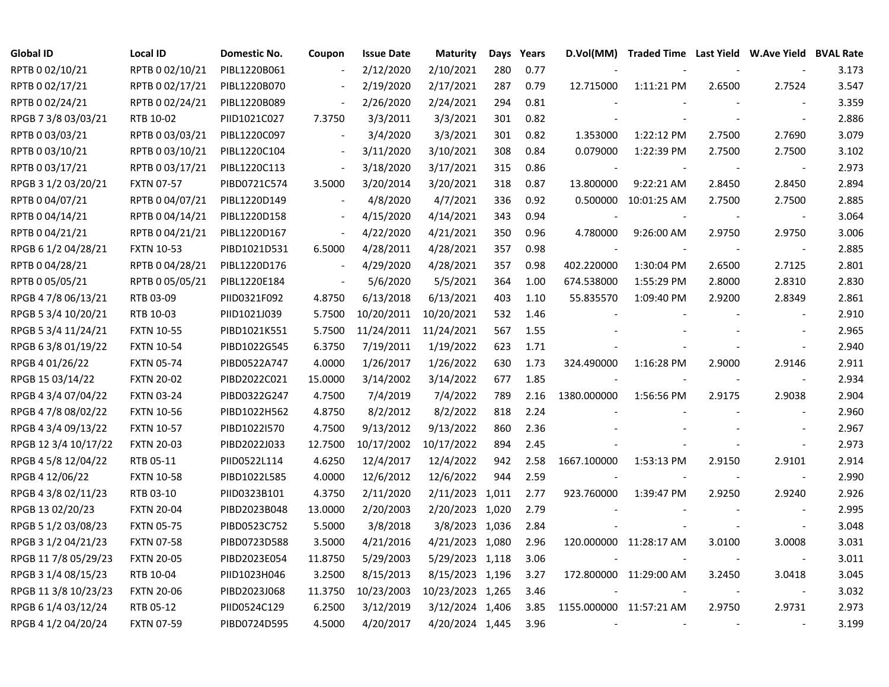| Global ID | Local ID | Domestic No. | Coupon | Issue Date | Maturity | Days | Years | D.Vol(MM) | Traded Time | Last Yield | W.Ave Yield | BVAL Rate |
|---|---|---|---|---|---|---|---|---|---|---|---|---|
| RPTB 0 02/10/21 | RPTB 0 02/10/21 | PIBL1220B061 | - | 2/12/2020 | 2/10/2021 | 280 | 0.77 | - | - | - | - | 3.173 |
| RPTB 0 02/17/21 | RPTB 0 02/17/21 | PIBL1220B070 | - | 2/19/2020 | 2/17/2021 | 287 | 0.79 | 12.715000 | 1:11:21 PM | 2.6500 | 2.7524 | 3.547 |
| RPTB 0 02/24/21 | RPTB 0 02/24/21 | PIBL1220B089 | - | 2/26/2020 | 2/24/2021 | 294 | 0.81 | - | - | - | - | 3.359 |
| RPGB 7 3/8 03/03/21 | RTB 10-02 | PIID1021C027 | 7.3750 | 3/3/2011 | 3/3/2021 | 301 | 0.82 | - | - | - | - | 2.886 |
| RPTB 0 03/03/21 | RPTB 0 03/03/21 | PIBL1220C097 | - | 3/4/2020 | 3/3/2021 | 301 | 0.82 | 1.353000 | 1:22:12 PM | 2.7500 | 2.7690 | 3.079 |
| RPTB 0 03/10/21 | RPTB 0 03/10/21 | PIBL1220C104 | - | 3/11/2020 | 3/10/2021 | 308 | 0.84 | 0.079000 | 1:22:39 PM | 2.7500 | 2.7500 | 3.102 |
| RPTB 0 03/17/21 | RPTB 0 03/17/21 | PIBL1220C113 | - | 3/18/2020 | 3/17/2021 | 315 | 0.86 | - | - | - | - | 2.973 |
| RPGB 3 1/2 03/20/21 | FXTN 07-57 | PIBD0721C574 | 3.5000 | 3/20/2014 | 3/20/2021 | 318 | 0.87 | 13.800000 | 9:22:21 AM | 2.8450 | 2.8450 | 2.894 |
| RPTB 0 04/07/21 | RPTB 0 04/07/21 | PIBL1220D149 | - | 4/8/2020 | 4/7/2021 | 336 | 0.92 | 0.500000 | 10:01:25 AM | 2.7500 | 2.7500 | 2.885 |
| RPTB 0 04/14/21 | RPTB 0 04/14/21 | PIBL1220D158 | - | 4/15/2020 | 4/14/2021 | 343 | 0.94 | - | - | - | - | 3.064 |
| RPTB 0 04/21/21 | RPTB 0 04/21/21 | PIBL1220D167 | - | 4/22/2020 | 4/21/2021 | 350 | 0.96 | 4.780000 | 9:26:00 AM | 2.9750 | 2.9750 | 3.006 |
| RPGB 6 1/2 04/28/21 | FXTN 10-53 | PIBD1021D531 | 6.5000 | 4/28/2011 | 4/28/2021 | 357 | 0.98 | - | - | - | - | 2.885 |
| RPTB 0 04/28/21 | RPTB 0 04/28/21 | PIBL1220D176 | - | 4/29/2020 | 4/28/2021 | 357 | 0.98 | 402.220000 | 1:30:04 PM | 2.6500 | 2.7125 | 2.801 |
| RPTB 0 05/05/21 | RPTB 0 05/05/21 | PIBL1220E184 | - | 5/6/2020 | 5/5/2021 | 364 | 1.00 | 674.538000 | 1:55:29 PM | 2.8000 | 2.8310 | 2.830 |
| RPGB 4 7/8 06/13/21 | RTB 03-09 | PIID0321F092 | 4.8750 | 6/13/2018 | 6/13/2021 | 403 | 1.10 | 55.835570 | 1:09:40 PM | 2.9200 | 2.8349 | 2.861 |
| RPGB 5 3/4 10/20/21 | RTB 10-03 | PIID1021J039 | 5.7500 | 10/20/2011 | 10/20/2021 | 532 | 1.46 | - | - | - | - | 2.910 |
| RPGB 5 3/4 11/24/21 | FXTN 10-55 | PIBD1021K551 | 5.7500 | 11/24/2011 | 11/24/2021 | 567 | 1.55 | - | - | - | - | 2.965 |
| RPGB 6 3/8 01/19/22 | FXTN 10-54 | PIBD1022G545 | 6.3750 | 7/19/2011 | 1/19/2022 | 623 | 1.71 | - | - | - | - | 2.940 |
| RPGB 4 01/26/22 | FXTN 05-74 | PIBD0522A747 | 4.0000 | 1/26/2017 | 1/26/2022 | 630 | 1.73 | 324.490000 | 1:16:28 PM | 2.9000 | 2.9146 | 2.911 |
| RPGB 15 03/14/22 | FXTN 20-02 | PIBD2022C021 | 15.0000 | 3/14/2002 | 3/14/2022 | 677 | 1.85 | - | - | - | - | 2.934 |
| RPGB 4 3/4 07/04/22 | FXTN 03-24 | PIBD0322G247 | 4.7500 | 7/4/2019 | 7/4/2022 | 789 | 2.16 | 1380.000000 | 1:56:56 PM | 2.9175 | 2.9038 | 2.904 |
| RPGB 4 7/8 08/02/22 | FXTN 10-56 | PIBD1022H562 | 4.8750 | 8/2/2012 | 8/2/2022 | 818 | 2.24 | - | - | - | - | 2.960 |
| RPGB 4 3/4 09/13/22 | FXTN 10-57 | PIBD1022I570 | 4.7500 | 9/13/2012 | 9/13/2022 | 860 | 2.36 | - | - | - | - | 2.967 |
| RPGB 12 3/4 10/17/22 | FXTN 20-03 | PIBD2022J033 | 12.7500 | 10/17/2002 | 10/17/2022 | 894 | 2.45 | - | - | - | - | 2.973 |
| RPGB 4 5/8 12/04/22 | RTB 05-11 | PIID0522L114 | 4.6250 | 12/4/2017 | 12/4/2022 | 942 | 2.58 | 1667.100000 | 1:53:13 PM | 2.9150 | 2.9101 | 2.914 |
| RPGB 4 12/06/22 | FXTN 10-58 | PIBD1022L585 | 4.0000 | 12/6/2012 | 12/6/2022 | 944 | 2.59 | - | - | - | - | 2.990 |
| RPGB 4 3/8 02/11/23 | RTB 03-10 | PIID0323B101 | 4.3750 | 2/11/2020 | 2/11/2023 | 1,011 | 2.77 | 923.760000 | 1:39:47 PM | 2.9250 | 2.9240 | 2.926 |
| RPGB 13 02/20/23 | FXTN 20-04 | PIBD2023B048 | 13.0000 | 2/20/2003 | 2/20/2023 | 1,020 | 2.79 | - | - | - | - | 2.995 |
| RPGB 5 1/2 03/08/23 | FXTN 05-75 | PIBD0523C752 | 5.5000 | 3/8/2018 | 3/8/2023 | 1,036 | 2.84 | - | - | - | - | 3.048 |
| RPGB 3 1/2 04/21/23 | FXTN 07-58 | PIBD0723D588 | 3.5000 | 4/21/2016 | 4/21/2023 | 1,080 | 2.96 | 120.000000 | 11:28:17 AM | 3.0100 | 3.0008 | 3.031 |
| RPGB 11 7/8 05/29/23 | FXTN 20-05 | PIBD2023E054 | 11.8750 | 5/29/2003 | 5/29/2023 | 1,118 | 3.06 | - | - | - | - | 3.011 |
| RPGB 3 1/4 08/15/23 | RTB 10-04 | PIID1023H046 | 3.2500 | 8/15/2013 | 8/15/2023 | 1,196 | 3.27 | 172.800000 | 11:29:00 AM | 3.2450 | 3.0418 | 3.045 |
| RPGB 11 3/8 10/23/23 | FXTN 20-06 | PIBD2023J068 | 11.3750 | 10/23/2003 | 10/23/2023 | 1,265 | 3.46 | - | - | - | - | 3.032 |
| RPGB 6 1/4 03/12/24 | RTB 05-12 | PIID0524C129 | 6.2500 | 3/12/2019 | 3/12/2024 | 1,406 | 3.85 | 1155.000000 | 11:57:21 AM | 2.9750 | 2.9731 | 2.973 |
| RPGB 4 1/2 04/20/24 | FXTN 07-59 | PIBD0724D595 | 4.5000 | 4/20/2017 | 4/20/2024 | 1,445 | 3.96 | - | - | - | - | 3.199 |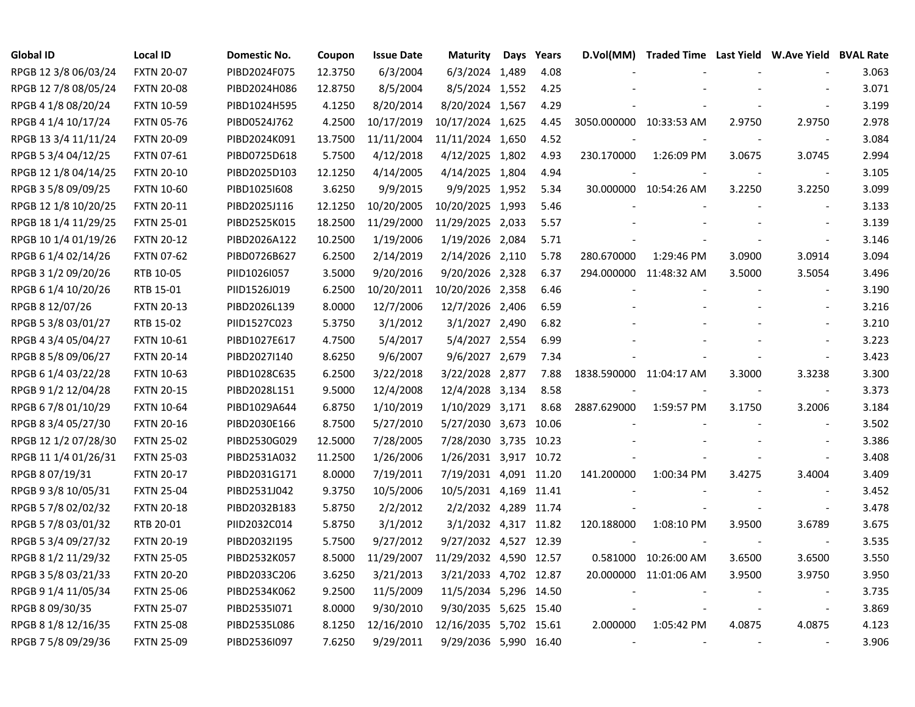| Global ID | Local ID | Domestic No. | Coupon | Issue Date | Maturity | Days | Years | D.Vol(MM) | Traded Time | Last Yield | W.Ave Yield | BVAL Rate |
|---|---|---|---|---|---|---|---|---|---|---|---|---|
| RPGB 12 3/8 06/03/24 | FXTN 20-07 | PIBD2024F075 | 12.3750 | 6/3/2004 | 6/3/2024 | 1,489 | 4.08 | - | - | - | - | 3.063 |
| RPGB 12 7/8 08/05/24 | FXTN 20-08 | PIBD2024H086 | 12.8750 | 8/5/2004 | 8/5/2024 | 1,552 | 4.25 | - | - | - | - | 3.071 |
| RPGB 4 1/8 08/20/24 | FXTN 10-59 | PIBD1024H595 | 4.1250 | 8/20/2014 | 8/20/2024 | 1,567 | 4.29 | - | - | - | - | 3.199 |
| RPGB 4 1/4 10/17/24 | FXTN 05-76 | PIBD0524J762 | 4.2500 | 10/17/2019 | 10/17/2024 | 1,625 | 4.45 | 3050.000000 | 10:33:53 AM | 2.9750 | 2.9750 | 2.978 |
| RPGB 13 3/4 11/11/24 | FXTN 20-09 | PIBD2024K091 | 13.7500 | 11/11/2004 | 11/11/2024 | 1,650 | 4.52 | - | - | - | - | 3.084 |
| RPGB 5 3/4 04/12/25 | FXTN 07-61 | PIBD0725D618 | 5.7500 | 4/12/2018 | 4/12/2025 | 1,802 | 4.93 | 230.170000 | 1:26:09 PM | 3.0675 | 3.0745 | 2.994 |
| RPGB 12 1/8 04/14/25 | FXTN 20-10 | PIBD2025D103 | 12.1250 | 4/14/2005 | 4/14/2025 | 1,804 | 4.94 | - | - | - | - | 3.105 |
| RPGB 3 5/8 09/09/25 | FXTN 10-60 | PIBD1025I608 | 3.6250 | 9/9/2015 | 9/9/2025 | 1,952 | 5.34 | 30.000000 | 10:54:26 AM | 3.2250 | 3.2250 | 3.099 |
| RPGB 12 1/8 10/20/25 | FXTN 20-11 | PIBD2025J116 | 12.1250 | 10/20/2005 | 10/20/2025 | 1,993 | 5.46 | - | - | - | - | 3.133 |
| RPGB 18 1/4 11/29/25 | FXTN 25-01 | PIBD2525K015 | 18.2500 | 11/29/2000 | 11/29/2025 | 2,033 | 5.57 | - | - | - | - | 3.139 |
| RPGB 10 1/4 01/19/26 | FXTN 20-12 | PIBD2026A122 | 10.2500 | 1/19/2006 | 1/19/2026 | 2,084 | 5.71 | - | - | - | - | 3.146 |
| RPGB 6 1/4 02/14/26 | FXTN 07-62 | PIBD0726B627 | 6.2500 | 2/14/2019 | 2/14/2026 | 2,110 | 5.78 | 280.670000 | 1:29:46 PM | 3.0900 | 3.0914 | 3.094 |
| RPGB 3 1/2 09/20/26 | RTB 10-05 | PIID1026I057 | 3.5000 | 9/20/2016 | 9/20/2026 | 2,328 | 6.37 | 294.000000 | 11:48:32 AM | 3.5000 | 3.5054 | 3.496 |
| RPGB 6 1/4 10/20/26 | RTB 15-01 | PIID1526J019 | 6.2500 | 10/20/2011 | 10/20/2026 | 2,358 | 6.46 | - | - | - | - | 3.190 |
| RPGB 8 12/07/26 | FXTN 20-13 | PIBD2026L139 | 8.0000 | 12/7/2006 | 12/7/2026 | 2,406 | 6.59 | - | - | - | - | 3.216 |
| RPGB 5 3/8 03/01/27 | RTB 15-02 | PIID1527C023 | 5.3750 | 3/1/2012 | 3/1/2027 | 2,490 | 6.82 | - | - | - | - | 3.210 |
| RPGB 4 3/4 05/04/27 | FXTN 10-61 | PIBD1027E617 | 4.7500 | 5/4/2017 | 5/4/2027 | 2,554 | 6.99 | - | - | - | - | 3.223 |
| RPGB 8 5/8 09/06/27 | FXTN 20-14 | PIBD2027I140 | 8.6250 | 9/6/2007 | 9/6/2027 | 2,679 | 7.34 | - | - | - | - | 3.423 |
| RPGB 6 1/4 03/22/28 | FXTN 10-63 | PIBD1028C635 | 6.2500 | 3/22/2018 | 3/22/2028 | 2,877 | 7.88 | 1838.590000 | 11:04:17 AM | 3.3000 | 3.3238 | 3.300 |
| RPGB 9 1/2 12/04/28 | FXTN 20-15 | PIBD2028L151 | 9.5000 | 12/4/2008 | 12/4/2028 | 3,134 | 8.58 | - | - | - | - | 3.373 |
| RPGB 6 7/8 01/10/29 | FXTN 10-64 | PIBD1029A644 | 6.8750 | 1/10/2019 | 1/10/2029 | 3,171 | 8.68 | 2887.629000 | 1:59:57 PM | 3.1750 | 3.2006 | 3.184 |
| RPGB 8 3/4 05/27/30 | FXTN 20-16 | PIBD2030E166 | 8.7500 | 5/27/2010 | 5/27/2030 | 3,673 | 10.06 | - | - | - | - | 3.502 |
| RPGB 12 1/2 07/28/30 | FXTN 25-02 | PIBD2530G029 | 12.5000 | 7/28/2005 | 7/28/2030 | 3,735 | 10.23 | - | - | - | - | 3.386 |
| RPGB 11 1/4 01/26/31 | FXTN 25-03 | PIBD2531A032 | 11.2500 | 1/26/2006 | 1/26/2031 | 3,917 | 10.72 | - | - | - | - | 3.408 |
| RPGB 8 07/19/31 | FXTN 20-17 | PIBD2031G171 | 8.0000 | 7/19/2011 | 7/19/2031 | 4,091 | 11.20 | 141.200000 | 1:00:34 PM | 3.4275 | 3.4004 | 3.409 |
| RPGB 9 3/8 10/05/31 | FXTN 25-04 | PIBD2531J042 | 9.3750 | 10/5/2006 | 10/5/2031 | 4,169 | 11.41 | - | - | - | - | 3.452 |
| RPGB 5 7/8 02/02/32 | FXTN 20-18 | PIBD2032B183 | 5.8750 | 2/2/2012 | 2/2/2032 | 4,289 | 11.74 | - | - | - | - | 3.478 |
| RPGB 5 7/8 03/01/32 | RTB 20-01 | PIID2032C014 | 5.8750 | 3/1/2012 | 3/1/2032 | 4,317 | 11.82 | 120.188000 | 1:08:10 PM | 3.9500 | 3.6789 | 3.675 |
| RPGB 5 3/4 09/27/32 | FXTN 20-19 | PIBD2032I195 | 5.7500 | 9/27/2012 | 9/27/2032 | 4,527 | 12.39 | - | - | - | - | 3.535 |
| RPGB 8 1/2 11/29/32 | FXTN 25-05 | PIBD2532K057 | 8.5000 | 11/29/2007 | 11/29/2032 | 4,590 | 12.57 | 0.581000 | 10:26:00 AM | 3.6500 | 3.6500 | 3.550 |
| RPGB 3 5/8 03/21/33 | FXTN 20-20 | PIBD2033C206 | 3.6250 | 3/21/2013 | 3/21/2033 | 4,702 | 12.87 | 20.000000 | 11:01:06 AM | 3.9500 | 3.9750 | 3.950 |
| RPGB 9 1/4 11/05/34 | FXTN 25-06 | PIBD2534K062 | 9.2500 | 11/5/2009 | 11/5/2034 | 5,296 | 14.50 | - | - | - | - | 3.735 |
| RPGB 8 09/30/35 | FXTN 25-07 | PIBD2535I071 | 8.0000 | 9/30/2010 | 9/30/2035 | 5,625 | 15.40 | - | - | - | - | 3.869 |
| RPGB 8 1/8 12/16/35 | FXTN 25-08 | PIBD2535L086 | 8.1250 | 12/16/2010 | 12/16/2035 | 5,702 | 15.61 | 2.000000 | 1:05:42 PM | 4.0875 | 4.0875 | 4.123 |
| RPGB 7 5/8 09/29/36 | FXTN 25-09 | PIBD2536I097 | 7.6250 | 9/29/2011 | 9/29/2036 | 5,990 | 16.40 | - | - | - | - | 3.906 |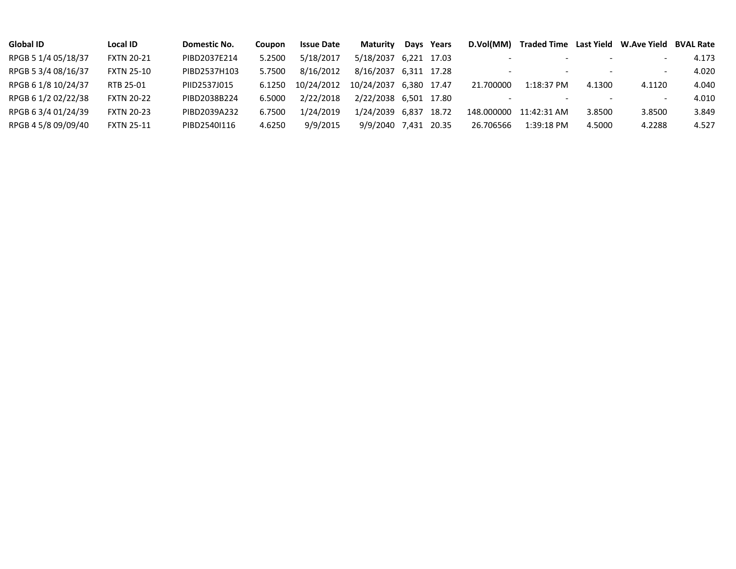| Global ID | Local ID | Domestic No. | Coupon | Issue Date | Maturity | Days | Years | D.Vol(MM) | Traded Time | Last Yield | W.Ave Yield | BVAL Rate |
|---|---|---|---|---|---|---|---|---|---|---|---|---|
| RPGB 5 1/4 05/18/37 | FXTN 20-21 | PIBD2037E214 | 5.2500 | 5/18/2017 | 5/18/2037 | 6,221 | 17.03 | - | - | - | - | 4.173 |
| RPGB 5 3/4 08/16/37 | FXTN 25-10 | PIBD2537H103 | 5.7500 | 8/16/2012 | 8/16/2037 | 6,311 | 17.28 | - | - | - | - | 4.020 |
| RPGB 6 1/8 10/24/37 | RTB 25-01 | PIID2537J015 | 6.1250 | 10/24/2012 | 10/24/2037 | 6,380 | 17.47 | 21.700000 | 1:18:37 PM | 4.1300 | 4.1120 | 4.040 |
| RPGB 6 1/2 02/22/38 | FXTN 20-22 | PIBD2038B224 | 6.5000 | 2/22/2018 | 2/22/2038 | 6,501 | 17.80 | - | - | - | - | 4.010 |
| RPGB 6 3/4 01/24/39 | FXTN 20-23 | PIBD2039A232 | 6.7500 | 1/24/2019 | 1/24/2039 | 6,837 | 18.72 | 148.000000 | 11:42:31 AM | 3.8500 | 3.8500 | 3.849 |
| RPGB 4 5/8 09/09/40 | FXTN 25-11 | PIBD2540I116 | 4.6250 | 9/9/2015 | 9/9/2040 | 7,431 | 20.35 | 26.706566 | 1:39:18 PM | 4.5000 | 4.2288 | 4.527 |